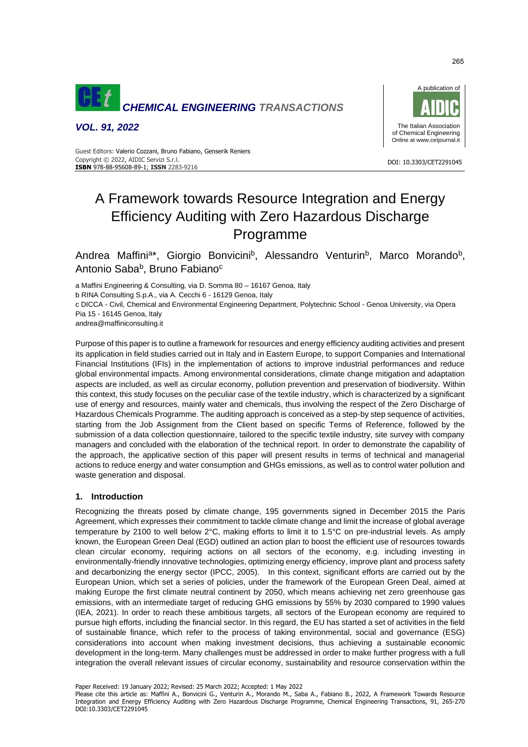# A Framework towards Resource Integration and Energy Efficiency Auditing with Zero Hazardous Discharge Programme

Andrea Maffini[a]*, Giorgio Bonvicini[b], Alessandro Venturin[b], Marco Morando[b], Antonio Saba[b], Bruno Fabiano[c]

a Maffini Engineering & Consulting, via D. Somma 80 – 16167 Genoa, Italy
b RINA Consulting S.p.A., via A. Cecchi 6 - 16129 Genoa, Italy
c DICCA - Civil, Chemical and Environmental Engineering Department, Polytechnic School - Genoa University, via Opera Pia 15 - 16145 Genoa, Italy
andrea@maffiniconsulting.it

Purpose of this paper is to outline a framework for resources and energy efficiency auditing activities and present its application in field studies carried out in Italy and in Eastern Europe, to support Companies and International Financial Institutions (IFIs) in the implementation of actions to improve industrial performances and reduce global environmental impacts. Among environmental considerations, climate change mitigation and adaptation aspects are included, as well as circular economy, pollution prevention and preservation of biodiversity. Within this context, this study focuses on the peculiar case of the textile industry, which is characterized by a significant use of energy and resources, mainly water and chemicals, thus involving the respect of the Zero Discharge of Hazardous Chemicals Programme. The auditing approach is conceived as a step-by step sequence of activities, starting from the Job Assignment from the Client based on specific Terms of Reference, followed by the submission of a data collection questionnaire, tailored to the specific textile industry, site survey with company managers and concluded with the elaboration of the technical report. In order to demonstrate the capability of the approach, the applicative section of this paper will present results in terms of technical and managerial actions to reduce energy and water consumption and GHGs emissions, as well as to control water pollution and waste generation and disposal.

## 1. Introduction

Recognizing the threats posed by climate change, 195 governments signed in December 2015 the Paris Agreement, which expresses their commitment to tackle climate change and limit the increase of global average temperature by 2100 to well below 2°C, making efforts to limit it to 1.5°C on pre-industrial levels. As amply known, the European Green Deal (EGD) outlined an action plan to boost the efficient use of resources towards clean circular economy, requiring actions on all sectors of the economy, e.g. including investing in environmentally-friendly innovative technologies, optimizing energy efficiency, improve plant and process safety and decarbonizing the energy sector (IPCC, 2005). In this context, significant efforts are carried out by the European Union, which set a series of policies, under the framework of the European Green Deal, aimed at making Europe the first climate neutral continent by 2050, which means achieving net zero greenhouse gas emissions, with an intermediate target of reducing GHG emissions by 55% by 2030 compared to 1990 values (IEA, 2021). In order to reach these ambitious targets, all sectors of the European economy are required to pursue high efforts, including the financial sector. In this regard, the EU has started a set of activities in the field of sustainable finance, which refer to the process of taking environmental, social and governance (ESG) considerations into account when making investment decisions, thus achieving a sustainable economic development in the long-term. Many challenges must be addressed in order to make further progress with a full integration the overall relevant issues of circular economy, sustainability and resource conservation within the

Paper Received: 19 January 2022; Revised: 25 March 2022; Accepted: 1 May 2022
Please cite this article as: Maffini A., Bonvicini G., Venturin A., Morando M., Saba A., Fabiano B., 2022, A Framework Towards Resource Integration and Energy Efficiency Auditing with Zero Hazardous Discharge Programme, Chemical Engineering Transactions, 91, 265-270 DOI:10.3303/CET2291045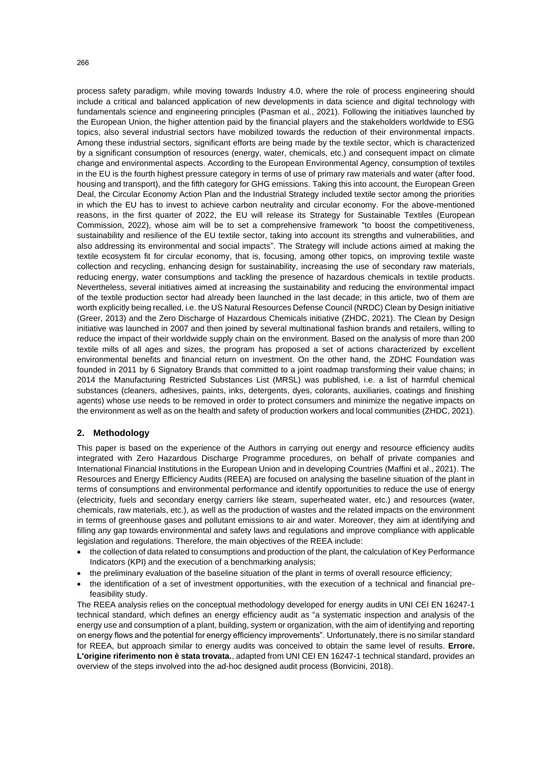process safety paradigm, while moving towards Industry 4.0, where the role of process engineering should include a critical and balanced application of new developments in data science and digital technology with fundamentals science and engineering principles (Pasman et al., 2021). Following the initiatives launched by the European Union, the higher attention paid by the financial players and the stakeholders worldwide to ESG topics, also several industrial sectors have mobilized towards the reduction of their environmental impacts. Among these industrial sectors, significant efforts are being made by the textile sector, which is characterized by a significant consumption of resources (energy, water, chemicals, etc.) and consequent impact on climate change and environmental aspects. According to the European Environmental Agency, consumption of textiles in the EU is the fourth highest pressure category in terms of use of primary raw materials and water (after food, housing and transport), and the fifth category for GHG emissions. Taking this into account, the European Green Deal, the Circular Economy Action Plan and the Industrial Strategy included textile sector among the priorities in which the EU has to invest to achieve carbon neutrality and circular economy. For the above-mentioned reasons, in the first quarter of 2022, the EU will release its Strategy for Sustainable Textiles (European Commission, 2022), whose aim will be to set a comprehensive framework "to boost the competitiveness, sustainability and resilience of the EU textile sector, taking into account its strengths and vulnerabilities, and also addressing its environmental and social impacts". The Strategy will include actions aimed at making the textile ecosystem fit for circular economy, that is, focusing, among other topics, on improving textile waste collection and recycling, enhancing design for sustainability, increasing the use of secondary raw materials, reducing energy, water consumptions and tackling the presence of hazardous chemicals in textile products. Nevertheless, several initiatives aimed at increasing the sustainability and reducing the environmental impact of the textile production sector had already been launched in the last decade; in this article, two of them are worth explicitly being recalled, i.e. the US Natural Resources Defense Council (NRDC) Clean by Design initiative (Greer, 2013) and the Zero Discharge of Hazardous Chemicals initiative (ZHDC, 2021). The Clean by Design initiative was launched in 2007 and then joined by several multinational fashion brands and retailers, willing to reduce the impact of their worldwide supply chain on the environment. Based on the analysis of more than 200 textile mills of all ages and sizes, the program has proposed a set of actions characterized by excellent environmental benefits and financial return on investment. On the other hand, the ZDHC Foundation was founded in 2011 by 6 Signatory Brands that committed to a joint roadmap transforming their value chains; in 2014 the Manufacturing Restricted Substances List (MRSL) was published, i.e. a list of harmful chemical substances (cleaners, adhesives, paints, inks, detergents, dyes, colorants, auxiliaries, coatings and finishing agents) whose use needs to be removed in order to protect consumers and minimize the negative impacts on the environment as well as on the health and safety of production workers and local communities (ZHDC, 2021).

## 2. Methodology

This paper is based on the experience of the Authors in carrying out energy and resource efficiency audits integrated with Zero Hazardous Discharge Programme procedures, on behalf of private companies and International Financial Institutions in the European Union and in developing Countries (Maffini et al., 2021). The Resources and Energy Efficiency Audits (REEA) are focused on analysing the baseline situation of the plant in terms of consumptions and environmental performance and identify opportunities to reduce the use of energy (electricity, fuels and secondary energy carriers like steam, superheated water, etc.) and resources (water, chemicals, raw materials, etc.), as well as the production of wastes and the related impacts on the environment in terms of greenhouse gases and pollutant emissions to air and water. Moreover, they aim at identifying and filling any gap towards environmental and safety laws and regulations and improve compliance with applicable legislation and regulations. Therefore, the main objectives of the REEA include:

- the collection of data related to consumptions and production of the plant, the calculation of Key Performance Indicators (KPI) and the execution of a benchmarking analysis;
- the preliminary evaluation of the baseline situation of the plant in terms of overall resource efficiency;
- the identification of a set of investment opportunities, with the execution of a technical and financial pre-feasibility study.

The REEA analysis relies on the conceptual methodology developed for energy audits in UNI CEI EN 16247-1 technical standard, which defines an energy efficiency audit as "a systematic inspection and analysis of the energy use and consumption of a plant, building, system or organization, with the aim of identifying and reporting on energy flows and the potential for energy efficiency improvements". Unfortunately, there is no similar standard for REEA, but approach similar to energy audits was conceived to obtain the same level of results. **Errore. L'origine riferimento non è stata trovata.**, adapted from UNI CEI EN 16247-1 technical standard, provides an overview of the steps involved into the ad-hoc designed audit process (Bonvicini, 2018).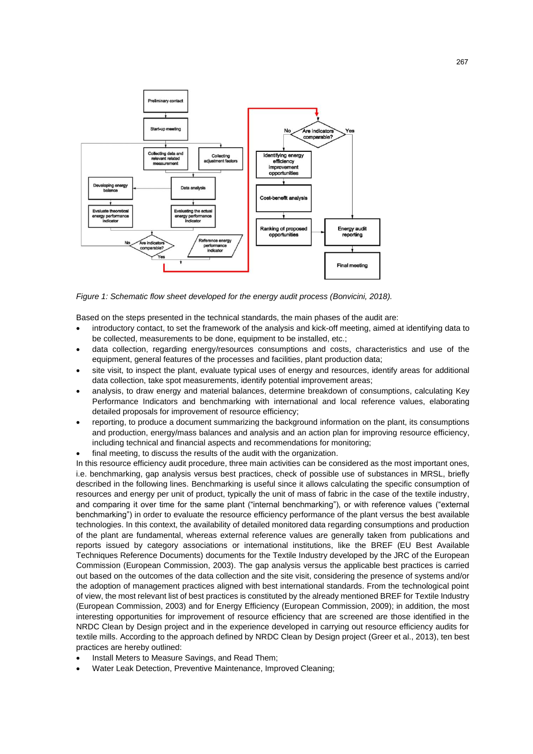*Figure 1: Schematic flow sheet developed for the energy audit process (Bonvicini, 2018).*

Based on the steps presented in the technical standards, the main phases of the audit are:

- introductory contact, to set the framework of the analysis and kick-off meeting, aimed at identifying data to be collected, measurements to be done, equipment to be installed, etc.;
- data collection, regarding energy/resources consumptions and costs, characteristics and use of the equipment, general features of the processes and facilities, plant production data;
- site visit, to inspect the plant, evaluate typical uses of energy and resources, identify areas for additional data collection, take spot measurements, identify potential improvement areas;
- analysis, to draw energy and material balances, determine breakdown of consumptions, calculating Key Performance Indicators and benchmarking with international and local reference values, elaborating detailed proposals for improvement of resource efficiency;
- reporting, to produce a document summarizing the background information on the plant, its consumptions and production, energy/mass balances and analysis and an action plan for improving resource efficiency, including technical and financial aspects and recommendations for monitoring;
- final meeting, to discuss the results of the audit with the organization.

In this resource efficiency audit procedure, three main activities can be considered as the most important ones, i.e. benchmarking, gap analysis versus best practices, check of possible use of substances in MRSL, briefly described in the following lines. Benchmarking is useful since it allows calculating the specific consumption of resources and energy per unit of product, typically the unit of mass of fabric in the case of the textile industry, and comparing it over time for the same plant ("internal benchmarking"), or with reference values ("external benchmarking") in order to evaluate the resource efficiency performance of the plant versus the best available technologies. In this context, the availability of detailed monitored data regarding consumptions and production of the plant are fundamental, whereas external reference values are generally taken from publications and reports issued by category associations or international institutions, like the BREF (EU Best Available Techniques Reference Documents) documents for the Textile Industry developed by the JRC of the European Commission (European Commission, 2003). The gap analysis versus the applicable best practices is carried out based on the outcomes of the data collection and the site visit, considering the presence of systems and/or the adoption of management practices aligned with best international standards. From the technological point of view, the most relevant list of best practices is constituted by the already mentioned BREF for Textile Industry (European Commission, 2003) and for Energy Efficiency (European Commission, 2009); in addition, the most interesting opportunities for improvement of resource efficiency that are screened are those identified in the NRDC Clean by Design project and in the experience developed in carrying out resource efficiency audits for textile mills. According to the approach defined by NRDC Clean by Design project (Greer et al., 2013), ten best practices are hereby outlined:

- Install Meters to Measure Savings, and Read Them;
- Water Leak Detection, Preventive Maintenance, Improved Cleaning;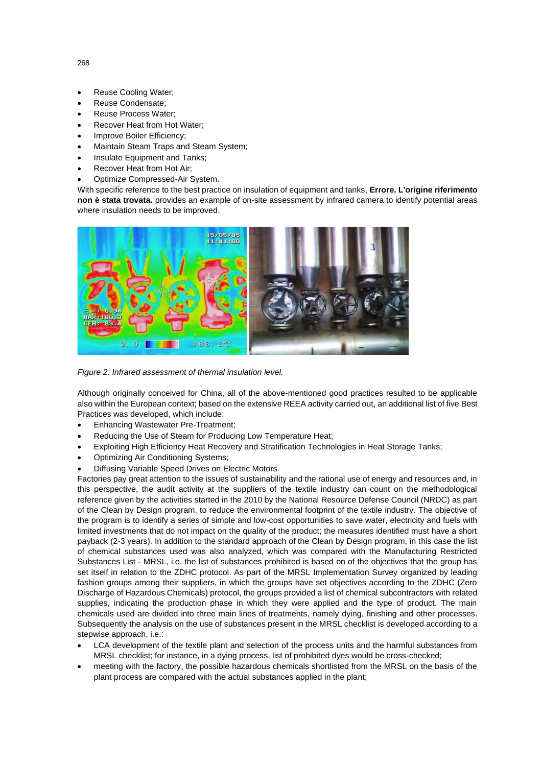- Reuse Cooling Water;
- Reuse Condensate;
- Reuse Process Water;
- Recover Heat from Hot Water;
- Improve Boiler Efficiency;
- Maintain Steam Traps and Steam System;
- Insulate Equipment and Tanks;
- Recover Heat from Hot Air;
- Optimize Compressed-Air System.

With specific reference to the best practice on insulation of equipment and tanks, **Errore. L'origine riferimento non è stata trovata.** provides an example of on-site assessment by infrared camera to identify potential areas where insulation needs to be improved.

*Figure 2: Infrared assessment of thermal insulation level.*

Although originally conceived for China, all of the above-mentioned good practices resulted to be applicable also within the European context; based on the extensive REEA activity carried out, an additional list of five Best Practices was developed, which include:

- Enhancing Wastewater Pre-Treatment;
- Reducing the Use of Steam for Producing Low Temperature Heat;
- Exploiting High Efficiency Heat Recovery and Stratification Technologies in Heat Storage Tanks;
- Optimizing Air Conditioning Systems;
- Diffusing Variable Speed Drives on Electric Motors.

Factories pay great attention to the issues of sustainability and the rational use of energy and resources and, in this perspective, the audit activity at the suppliers of the textile industry can count on the methodological reference given by the activities started in the 2010 by the National Resource Defense Council (NRDC) as part of the Clean by Design program, to reduce the environmental footprint of the textile industry. The objective of the program is to identify a series of simple and low-cost opportunities to save water, electricity and fuels with limited investments that do not impact on the quality of the product; the measures identified must have a short payback (2-3 years). In addition to the standard approach of the Clean by Design program, in this case the list of chemical substances used was also analyzed, which was compared with the Manufacturing Restricted Substances List - MRSL, i.e. the list of substances prohibited is based on of the objectives that the group has set itself in relation to the ZDHC protocol. As part of the MRSL Implementation Survey organized by leading fashion groups among their suppliers, in which the groups have set objectives according to the ZDHC (Zero Discharge of Hazardous Chemicals) protocol, the groups provided a list of chemical subcontractors with related supplies, indicating the production phase in which they were applied and the type of product. The main chemicals used are divided into three main lines of treatments, namely dying, finishing and other processes. Subsequently the analysis on the use of substances present in the MRSL checklist is developed according to a stepwise approach, i.e.:

- LCA development of the textile plant and selection of the process units and the harmful substances from MRSL checklist; for instance, in a dying process, list of prohibited dyes would be cross-checked;
- meeting with the factory, the possible hazardous chemicals shortlisted from the MRSL on the basis of the plant process are compared with the actual substances applied in the plant;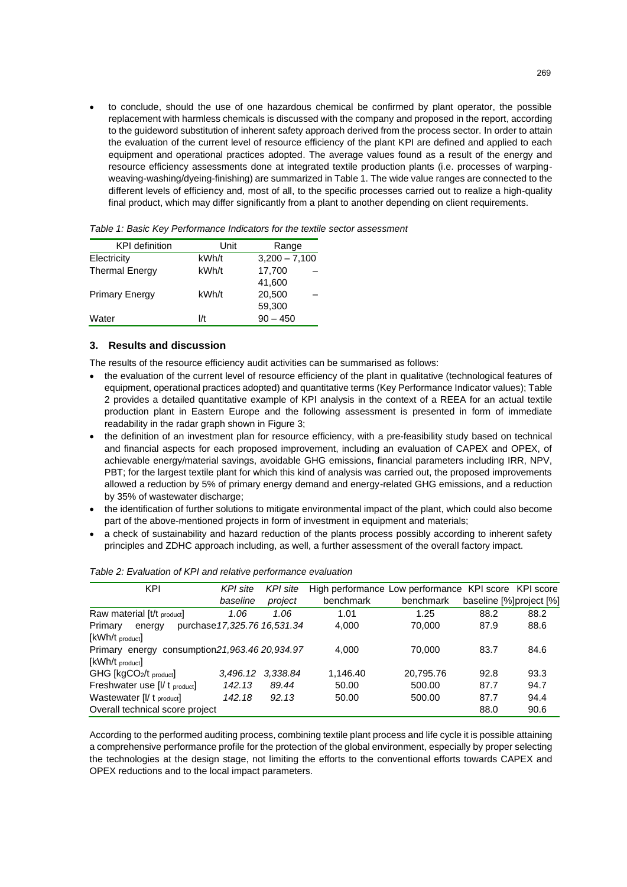- to conclude, should the use of one hazardous chemical be confirmed by plant operator, the possible replacement with harmless chemicals is discussed with the company and proposed in the report, according to the guideword substitution of inherent safety approach derived from the process sector. In order to attain the evaluation of the current level of resource efficiency of the plant KPI are defined and applied to each equipment and operational practices adopted. The average values found as a result of the energy and resource efficiency assessments done at integrated textile production plants (i.e. processes of warping-weaving-washing/dyeing-finishing) are summarized in Table 1. The wide value ranges are connected to the different levels of efficiency and, most of all, to the specific processes carried out to realize a high-quality final product, which may differ significantly from a plant to another depending on client requirements.

*Table 1: Basic Key Performance Indicators for the textile sector assessment*

| KPI definition | Unit | Range |
|---|---|---|
| Electricity | kWh/t | 3,200 – 7,100 |
| Thermal Energy | kWh/t | 17,700 – 41,600 |
| Primary Energy | kWh/t | 20,500 – 59,300 |
| Water | l/t | 90 – 450 |

## 3. Results and discussion

The results of the resource efficiency audit activities can be summarised as follows:

- the evaluation of the current level of resource efficiency of the plant in qualitative (technological features of equipment, operational practices adopted) and quantitative terms (Key Performance Indicator values); Table 2 provides a detailed quantitative example of KPI analysis in the context of a REEA for an actual textile production plant in Eastern Europe and the following assessment is presented in form of immediate readability in the radar graph shown in Figure 3;
- the definition of an investment plan for resource efficiency, with a pre-feasibility study based on technical and financial aspects for each proposed improvement, including an evaluation of CAPEX and OPEX, of achievable energy/material savings, avoidable GHG emissions, financial parameters including IRR, NPV, PBT; for the largest textile plant for which this kind of analysis was carried out, the proposed improvements allowed a reduction by 5% of primary energy demand and energy-related GHG emissions, and a reduction by 35% of wastewater discharge;
- the identification of further solutions to mitigate environmental impact of the plant, which could also become part of the above-mentioned projects in form of investment in equipment and materials;
- a check of sustainability and hazard reduction of the plants process possibly according to inherent safety principles and ZDHC approach including, as well, a further assessment of the overall factory impact.

*Table 2: Evaluation of KPI and relative performance evaluation*

| KPI | *KPI site baseline* | *KPI site project* | High performance benchmark | Low performance benchmark | KPI score baseline [%] | KPI score project [%] |
|---|---|---|---|---|---|---|
| Raw material [t/t $_{product}$] | *1.06* | *1.06* | 1.01 | 1.25 | 88.2 | 88.2 |
| Primary energy purchase [kWh/t $_{product}$] | *17,325.76* | *16,531.34* | 4,000 | 70,000 | 87.9 | 88.6 |
| Primary energy consumption [kWh/t $_{product}$] | *21,963.46* | *20,934.97* | 4,000 | 70,000 | 83.7 | 84.6 |
| GHG [kg$CO_2$/t $_{product}$] | *3,496.12* | *3,338.84* | 1,146.40 | 20,795.76 | 92.8 | 93.3 |
| Freshwater use [l/ t $_{product}$] | *142.13* | *89.44* | 50.00 | 500.00 | 87.7 | 94.7 |
| Wastewater [l/ t $_{product}$] | *142.18* | *92.13* | 50.00 | 500.00 | 87.7 | 94.4 |
| Overall technical score project | | | | | 88.0 | 90.6 |

According to the performed auditing process, combining textile plant process and life cycle it is possible attaining a comprehensive performance profile for the protection of the global environment, especially by proper selecting the technologies at the design stage, not limiting the efforts to the conventional efforts towards CAPEX and OPEX reductions and to the local impact parameters.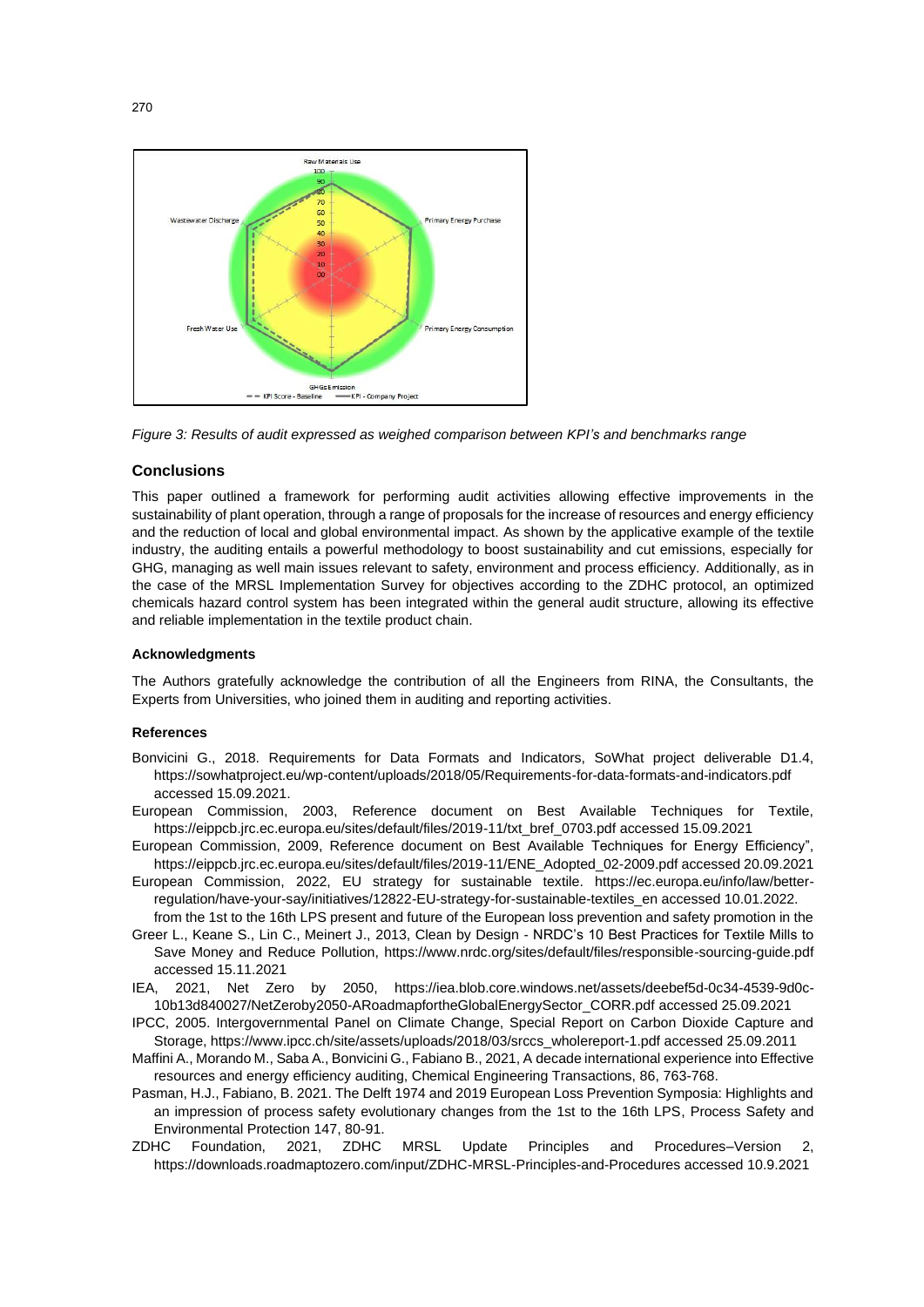Raw Materials Use

100
90
80
70
60
50
40
30
20
10
00

Primary Energy Purchase

Primary Energy Consumption

GHGs Emission

Fresh Water Use

Wastewater Discharge

KPI Score - Baseline

KPI - Company Project

*Figure 3: Results of audit expressed as weighed comparison between KPI's and benchmarks range*

## Conclusions

This paper outlined a framework for performing audit activities allowing effective improvements in the sustainability of plant operation, through a range of proposals for the increase of resources and energy efficiency and the reduction of local and global environmental impact. As shown by the applicative example of the textile industry, the auditing entails a powerful methodology to boost sustainability and cut emissions, especially for GHG, managing as well main issues relevant to safety, environment and process efficiency. Additionally, as in the case of the MRSL Implementation Survey for objectives according to the ZDHC protocol, an optimized chemicals hazard control system has been integrated within the general audit structure, allowing its effective and reliable implementation in the textile product chain.

### Acknowledgments

The Authors gratefully acknowledge the contribution of all the Engineers from RINA, the Consultants, the Experts from Universities, who joined them in auditing and reporting activities.

### References

Bonvicini G., 2018. Requirements for Data Formats and Indicators, SoWhat project deliverable D1.4, https://sowhatproject.eu/wp-content/uploads/2018/05/Requirements-for-data-formats-and-indicators.pdf accessed 15.09.2021.

European Commission, 2003, Reference document on Best Available Techniques for Textile, https://eippcb.jrc.ec.europa.eu/sites/default/files/2019-11/txt_bref_0703.pdf accessed 15.09.2021

European Commission, 2009, Reference document on Best Available Techniques for Energy Efficiency", https://eippcb.jrc.ec.europa.eu/sites/default/files/2019-11/ENE_Adopted_02-2009.pdf accessed 20.09.2021

European Commission, 2022, EU strategy for sustainable textile. https://ec.europa.eu/info/law/better-regulation/have-your-say/initiatives/12822-EU-strategy-for-sustainable-textiles_en accessed 10.01.2022. from the 1st to the 16th LPS present and future of the European loss prevention and safety promotion in the

Greer L., Keane S., Lin C., Meinert J., 2013, Clean by Design - NRDC's 10 Best Practices for Textile Mills to Save Money and Reduce Pollution, https://www.nrdc.org/sites/default/files/responsible-sourcing-guide.pdf accessed 15.11.2021

IEA, 2021, Net Zero by 2050, https://iea.blob.core.windows.net/assets/deebef5d-0c34-4539-9d0c-10b13d840027/NetZeroby2050-ARoadmapfortheGlobalEnergySector_CORR.pdf accessed 25.09.2021

IPCC, 2005. Intergovernmental Panel on Climate Change, Special Report on Carbon Dioxide Capture and Storage, https://www.ipcc.ch/site/assets/uploads/2018/03/srccs_wholereport-1.pdf accessed 25.09.2011

Maffini A., Morando M., Saba A., Bonvicini G., Fabiano B., 2021, A decade international experience into Effective resources and energy efficiency auditing, Chemical Engineering Transactions, 86, 763-768.

Pasman, H.J., Fabiano, B. 2021. The Delft 1974 and 2019 European Loss Prevention Symposia: Highlights and an impression of process safety evolutionary changes from the 1st to the 16th LPS, Process Safety and Environmental Protection 147, 80-91.

ZDHC Foundation, 2021, ZDHC MRSL Update Principles and Procedures–Version 2, https://downloads.roadmaptozero.com/input/ZDHC-MRSL-Principles-and-Procedures accessed 10.9.2021